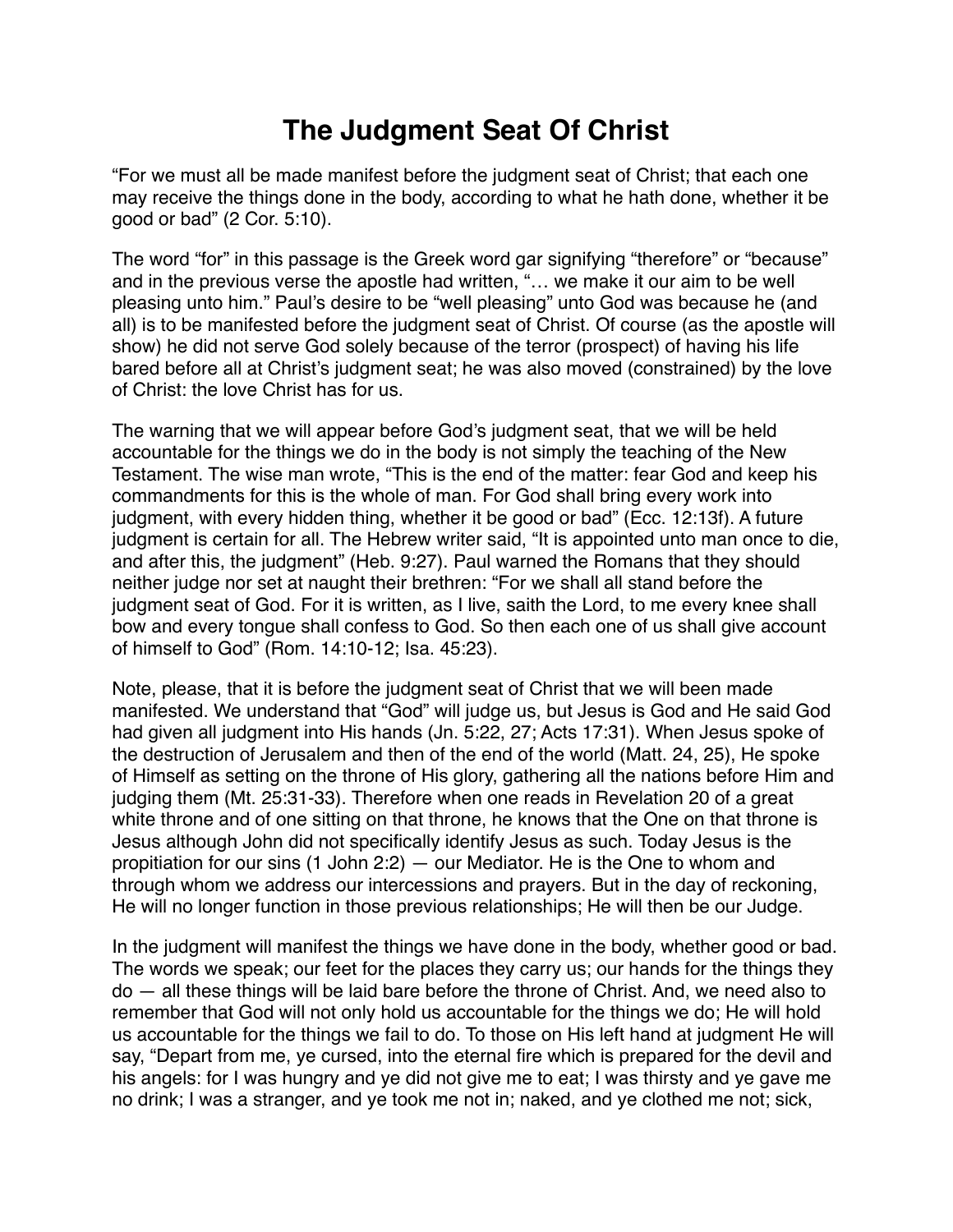# The Judgment Seat Of Christ

"For we must all be made manifest before the judgment seat of Christ; that each one may receive the things done in the body, according to what he hath done, whether it be good or bad" (2 Cor. 5:10).

The word "for" in this passage is the Greek word gar signifying "therefore" or "because" and in the previous verse the apostle had written, "… we make it our aim to be well pleasing unto him." Paul's desire to be "well pleasing" unto God was because he (and all) is to be manifested before the judgment seat of Christ. Of course (as the apostle will show) he did not serve God solely because of the terror (prospect) of having his life bared before all at Christ's judgment seat; he was also moved (constrained) by the love of Christ: the love Christ has for us.

The warning that we will appear before God's judgment seat, that we will be held accountable for the things we do in the body is not simply the teaching of the New Testament. The wise man wrote, "This is the end of the matter: fear God and keep his commandments for this is the whole of man. For God shall bring every work into judgment, with every hidden thing, whether it be good or bad" (Ecc. 12:13f). A future judgment is certain for all. The Hebrew writer said, "It is appointed unto man once to die, and after this, the judgment" (Heb. 9:27). Paul warned the Romans that they should neither judge nor set at naught their brethren: "For we shall all stand before the judgment seat of God. For it is written, as I live, saith the Lord, to me every knee shall bow and every tongue shall confess to God. So then each one of us shall give account of himself to God" (Rom. 14:10-12; Isa. 45:23).

Note, please, that it is before the judgment seat of Christ that we will been made manifested. We understand that "God" will judge us, but Jesus is God and He said God had given all judgment into His hands (Jn. 5:22, 27; Acts 17:31). When Jesus spoke of the destruction of Jerusalem and then of the end of the world (Matt. 24, 25), He spoke of Himself as setting on the throne of His glory, gathering all the nations before Him and judging them (Mt. 25:31-33). Therefore when one reads in Revelation 20 of a great white throne and of one sitting on that throne, he knows that the One on that throne is Jesus although John did not specifically identify Jesus as such. Today Jesus is the propitiation for our sins (1 John 2:2) — our Mediator. He is the One to whom and through whom we address our intercessions and prayers. But in the day of reckoning, He will no longer function in those previous relationships; He will then be our Judge.

In the judgment will manifest the things we have done in the body, whether good or bad. The words we speak; our feet for the places they carry us; our hands for the things they do — all these things will be laid bare before the throne of Christ. And, we need also to remember that God will not only hold us accountable for the things we do; He will hold us accountable for the things we fail to do. To those on His left hand at judgment He will say, "Depart from me, ye cursed, into the eternal fire which is prepared for the devil and his angels: for I was hungry and ye did not give me to eat; I was thirsty and ye gave me no drink; I was a stranger, and ye took me not in; naked, and ye clothed me not; sick,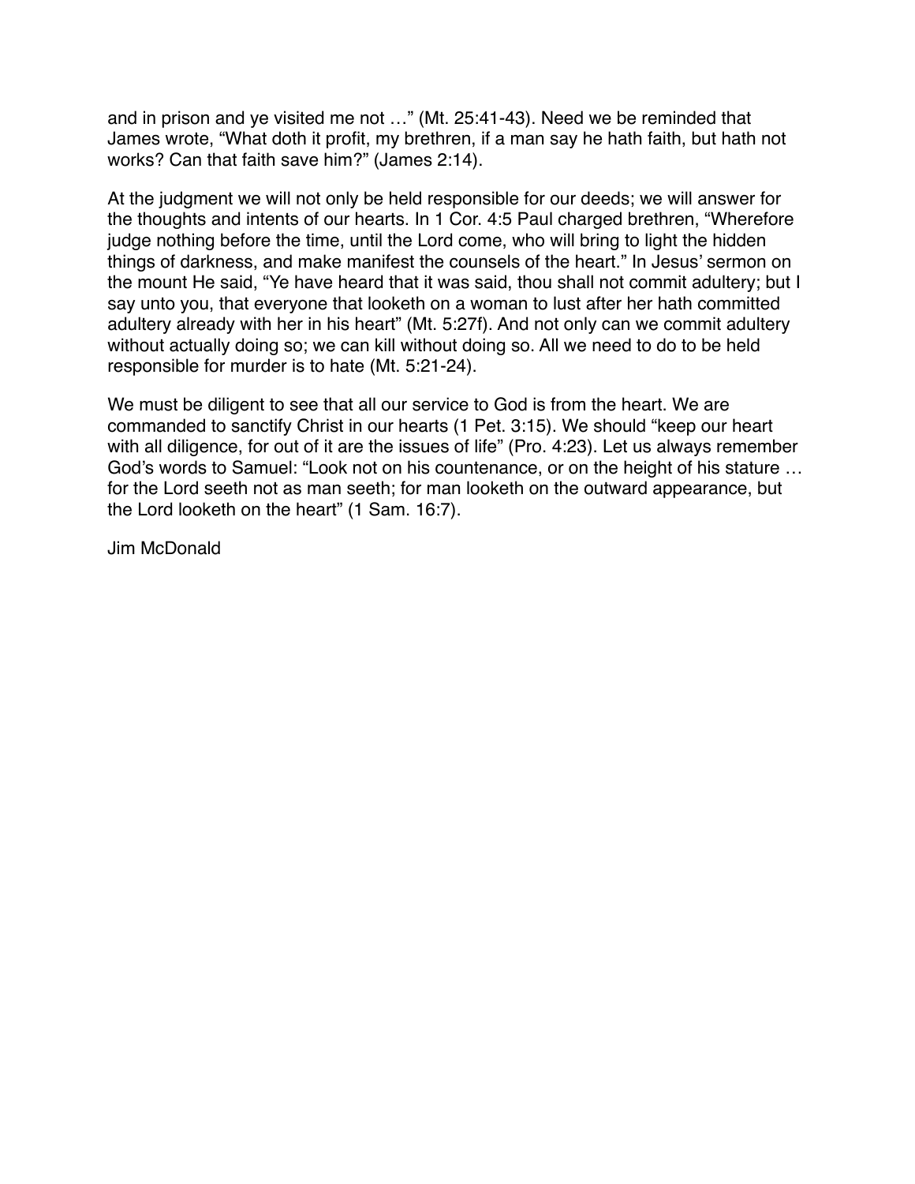and in prison and ye visited me not …" (Mt. 25:41-43). Need we be reminded that James wrote, "What doth it profit, my brethren, if a man say he hath faith, but hath not works? Can that faith save him?" (James 2:14).

At the judgment we will not only be held responsible for our deeds; we will answer for the thoughts and intents of our hearts. In 1 Cor. 4:5 Paul charged brethren, "Wherefore judge nothing before the time, until the Lord come, who will bring to light the hidden things of darkness, and make manifest the counsels of the heart." In Jesus' sermon on the mount He said, "Ye have heard that it was said, thou shall not commit adultery; but I say unto you, that everyone that looketh on a woman to lust after her hath committed adultery already with her in his heart" (Mt. 5:27f). And not only can we commit adultery without actually doing so; we can kill without doing so. All we need to do to be held responsible for murder is to hate (Mt. 5:21-24).

We must be diligent to see that all our service to God is from the heart. We are commanded to sanctify Christ in our hearts (1 Pet. 3:15). We should "keep our heart with all diligence, for out of it are the issues of life" (Pro. 4:23). Let us always remember God's words to Samuel: "Look not on his countenance, or on the height of his stature … for the Lord seeth not as man seeth; for man looketh on the outward appearance, but the Lord looketh on the heart" (1 Sam. 16:7).

Jim McDonald